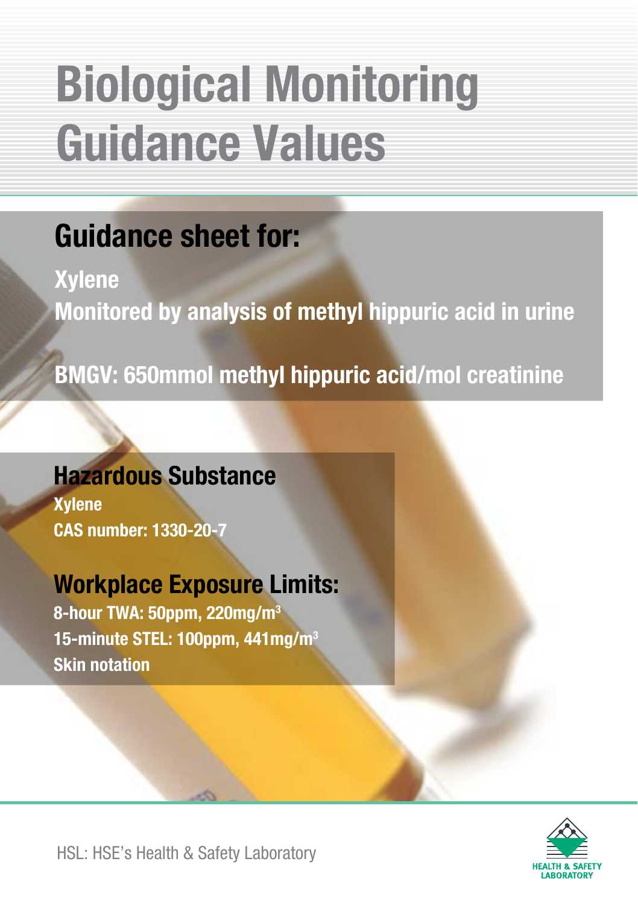# Biological Monitoring Guidance Values

## Guidance sheet for:

**Xylene**

**Monitored by analysis of methyl hippuric acid in urine**

**BMGV: 650mmol methyl hippuric acid/mol creatinine**

## Hazardous Substance

**Xylene**

**CAS number: 1330-20-7**

## Workplace Exposure Limits:

**8-hour TWA: 50ppm, 220mg/m$^3$**

**15-minute STEL: 100ppm, 441mg/m$^3$**

**Skin notation**

HSL: HSE's Health & Safety Laboratory

HEALTH & SAFETY LABORATORY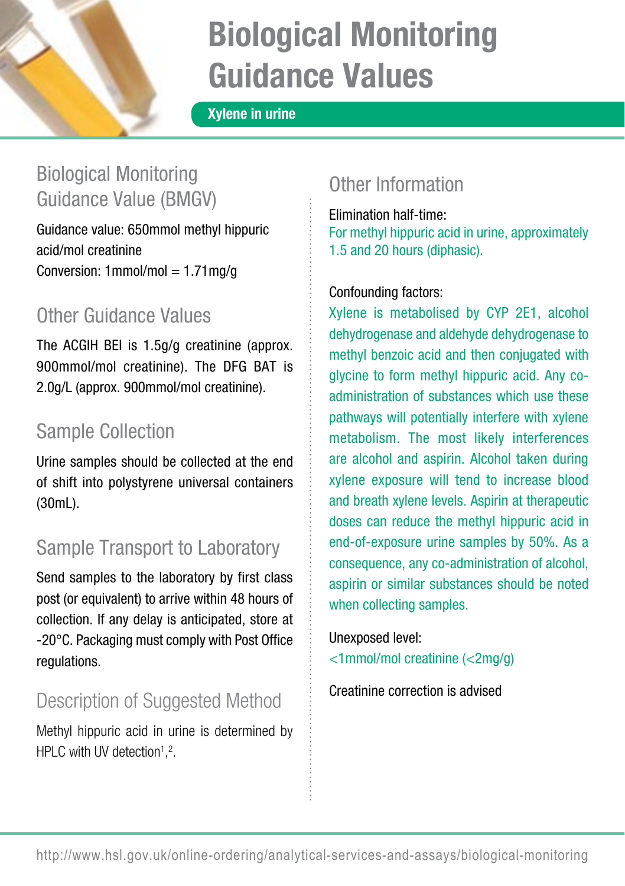# Biological Monitoring Guidance Values

## Xylene in urine

### Biological Monitoring Guidance Value (BMGV)

Guidance value: 650mmol methyl hippuric acid/mol creatinine
Conversion: 1mmol/mol = 1.71mg/g

### Other Guidance Values

The ACGIH BEI is 1.5g/g creatinine (approx. 900mmol/mol creatinine). The DFG BAT is 2.0g/L (approx. 900mmol/mol creatinine).

### Sample Collection

Urine samples should be collected at the end of shift into polystyrene universal containers (30mL).

### Sample Transport to Laboratory

Send samples to the laboratory by first class post (or equivalent) to arrive within 48 hours of collection. If any delay is anticipated, store at -20°C. Packaging must comply with Post Office regulations.

### Description of Suggested Method

Methyl hippuric acid in urine is determined by HPLC with UV detection[1],[2].

### Other Information

Elimination half-time:
For methyl hippuric acid in urine, approximately 1.5 and 20 hours (diphasic).

Confounding factors:
Xylene is metabolised by CYP 2E1, alcohol dehydrogenase and aldehyde dehydrogenase to methyl benzoic acid and then conjugated with glycine to form methyl hippuric acid. Any co-administration of substances which use these pathways will potentially interfere with xylene metabolism. The most likely interferences are alcohol and aspirin. Alcohol taken during xylene exposure will tend to increase blood and breath xylene levels. Aspirin at therapeutic doses can reduce the methyl hippuric acid in end-of-exposure urine samples by 50%. As a consequence, any co-administration of alcohol, aspirin or similar substances should be noted when collecting samples.

Unexposed level:
<1mmol/mol creatinine (<2mg/g)

Creatinine correction is advised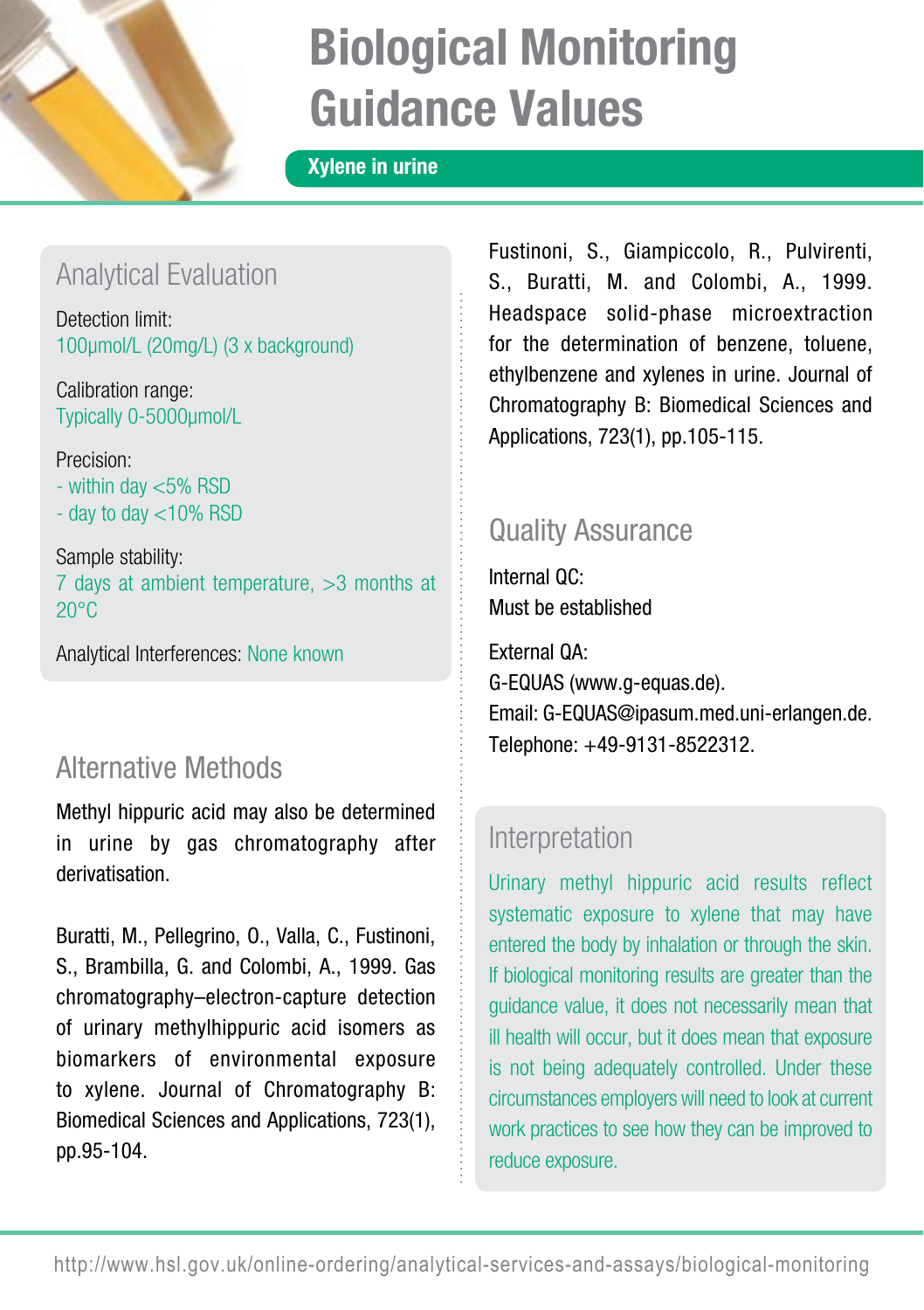# Biological Monitoring Guidance Values

## Xylene in urine

### Analytical Evaluation

Detection limit:
100µmol/L (20mg/L) (3 x background)

Calibration range:
Typically 0-5000µmol/L

Precision:
- within day <5% RSD
- day to day <10% RSD

Sample stability:
7 days at ambient temperature, >3 months at 20°C

Analytical Interferences: None known

### Alternative Methods

Methyl hippuric acid may also be determined in urine by gas chromatography after derivatisation.

Buratti, M., Pellegrino, O., Valla, C., Fustinoni, S., Brambilla, G. and Colombi, A., 1999. Gas chromatography–electron-capture detection of urinary methylhippuric acid isomers as biomarkers of environmental exposure to xylene. Journal of Chromatography B: Biomedical Sciences and Applications, 723(1), pp.95-104.

Fustinoni, S., Giampiccolo, R., Pulvirenti, S., Buratti, M. and Colombi, A., 1999. Headspace solid-phase microextraction for the determination of benzene, toluene, ethylbenzene and xylenes in urine. Journal of Chromatography B: Biomedical Sciences and Applications, 723(1), pp.105-115.

### Quality Assurance

Internal QC:
Must be established

External QA:
G-EQUAS (www.g-equas.de).
Email: G-EQUAS@ipasum.med.uni-erlangen.de.
Telephone: +49-9131-8522312.

### Interpretation

Urinary methyl hippuric acid results reflect systematic exposure to xylene that may have entered the body by inhalation or through the skin. If biological monitoring results are greater than the guidance value, it does not necessarily mean that ill health will occur, but it does mean that exposure is not being adequately controlled. Under these circumstances employers will need to look at current work practices to see how they can be improved to reduce exposure.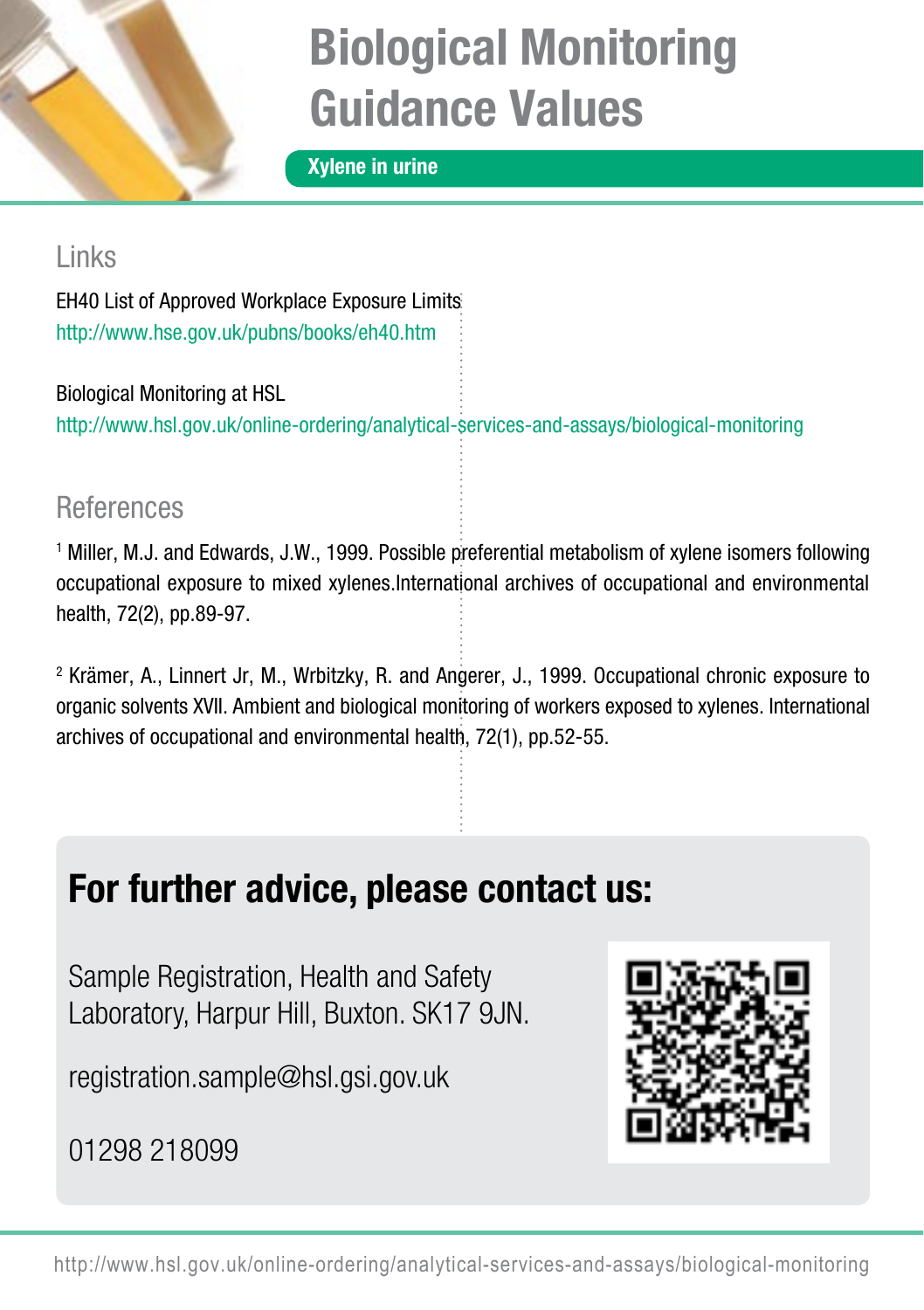# Biological Monitoring Guidance Values

**Xylene in urine**

## Links

EH40 List of Approved Workplace Exposure Limits
http://www.hse.gov.uk/pubns/books/eh40.htm

Biological Monitoring at HSL
http://www.hsl.gov.uk/online-ordering/analytical-services-and-assays/biological-monitoring

## References

[1] Miller, M.J. and Edwards, J.W., 1999. Possible preferential metabolism of xylene isomers following occupational exposure to mixed xylenes.International archives of occupational and environmental health, 72(2), pp.89-97.

[2] Krämer, A., Linnert Jr, M., Wrbitzky, R. and Angerer, J., 1999. Occupational chronic exposure to organic solvents XVII. Ambient and biological monitoring of workers exposed to xylenes. International archives of occupational and environmental health, 72(1), pp.52-55.

## For further advice, please contact us:

Sample Registration, Health and Safety Laboratory, Harpur Hill, Buxton. SK17 9JN.

registration.sample@hsl.gsi.gov.uk

01298 218099